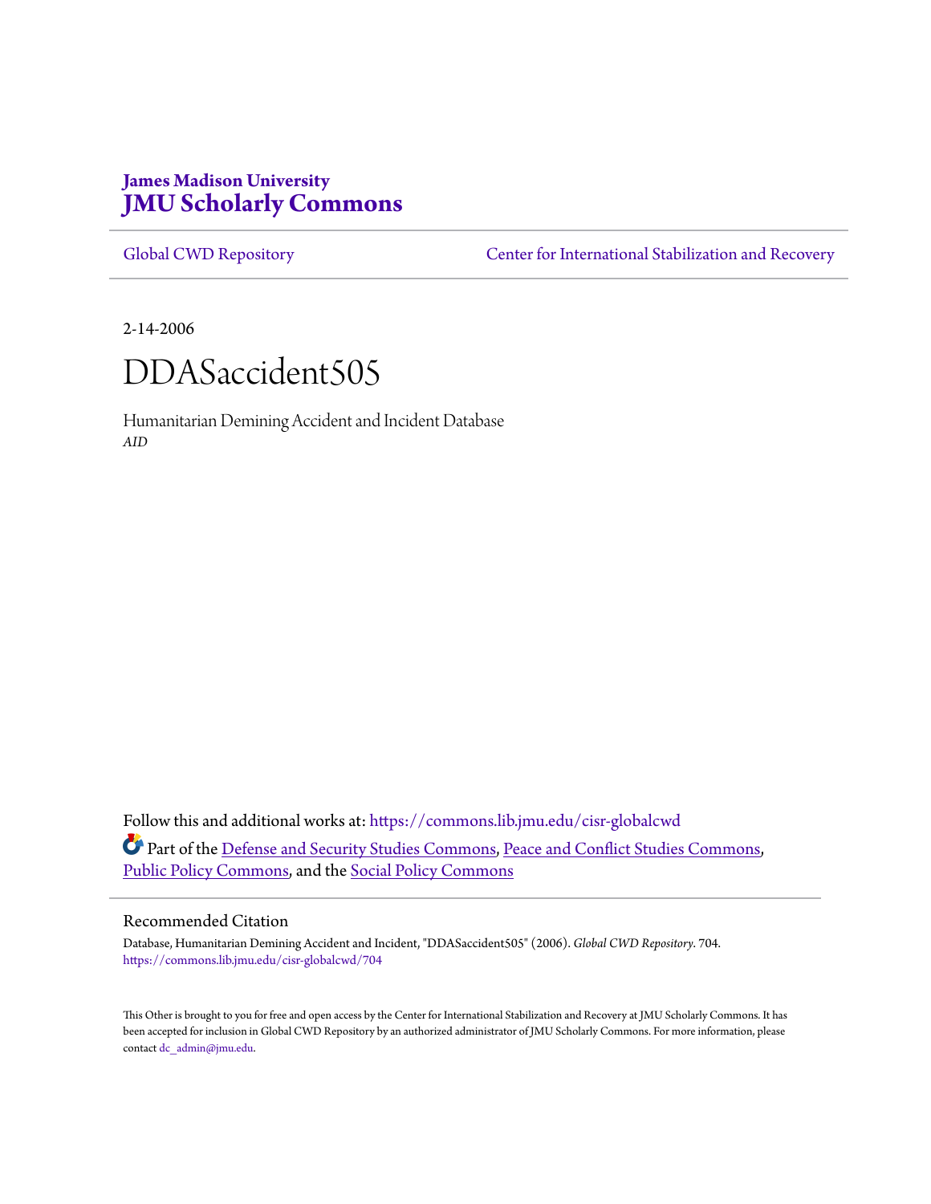**James Madison University**
# JMU Scholarly Commons

Global CWD Repository | Center for International Stabilization and Recovery

2-14-2006

# DDASaccident505

Humanitarian Demining Accident and Incident Database
*AID*

Follow this and additional works at: https://commons.lib.jmu.edu/cisr-globalcwd

Part of the Defense and Security Studies Commons, Peace and Conflict Studies Commons, Public Policy Commons, and the Social Policy Commons

## Recommended Citation

Database, Humanitarian Demining Accident and Incident, "DDASaccident505" (2006). *Global CWD Repository*. 704.
https://commons.lib.jmu.edu/cisr-globalcwd/704

This Other is brought to you for free and open access by the Center for International Stabilization and Recovery at JMU Scholarly Commons. It has been accepted for inclusion in Global CWD Repository by an authorized administrator of JMU Scholarly Commons. For more information, please contact dc_admin@jmu.edu.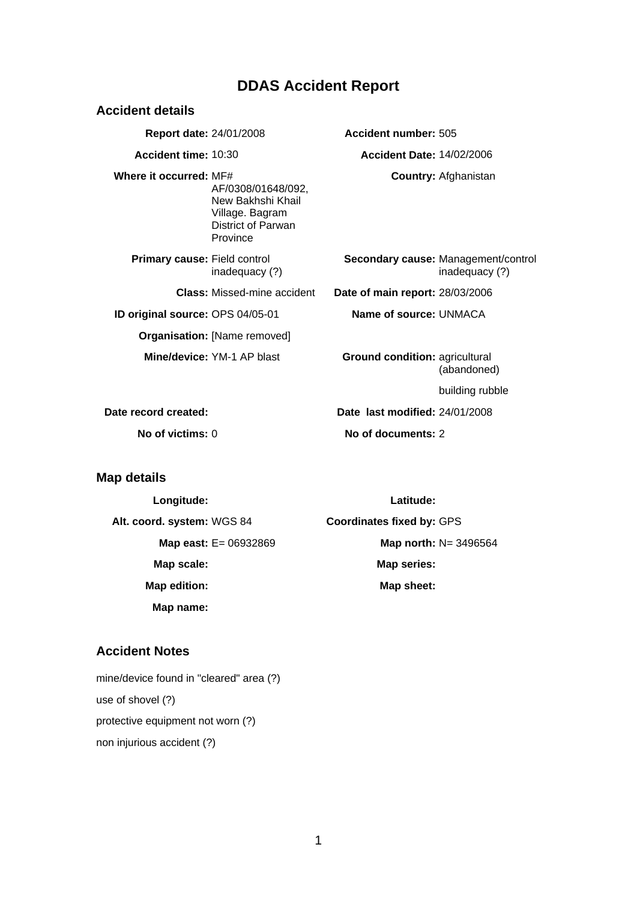# DDAS Accident Report

## Accident details

| | | | |
|---|---|---|---|
| **Report date:** | 24/01/2008 | **Accident number:** | 505 |
| **Accident time:** | 10:30 | **Accident Date:** | 14/02/2006 |
| **Where it occurred:** | MF# AF/0308/01648/092, New Bakhshi Khail Village. Bagram District of Parwan Province | **Country:** | Afghanistan |
| **Primary cause:** | Field control inadequacy (?) | **Secondary cause:** | Management/control inadequacy (?) |
| **Class:** | Missed-mine accident | **Date of main report:** | 28/03/2006 |
| **ID original source:** | OPS 04/05-01 | **Name of source:** | UNMACA |
| **Organisation:** | [Name removed] | | |
| **Mine/device:** | YM-1 AP blast | **Ground condition:** | agricultural (abandoned)<br>building rubble |
| **Date record created:** | | **Date last modified:** | 24/01/2008 |
| **No of victims:** | 0 | **No of documents:** | 2 |

## Map details

| | | | |
|---|---|---|---|
| **Longitude:** | | **Latitude:** | |
| **Alt. coord. system:** | WGS 84 | **Coordinates fixed by:** | GPS |
| **Map east:** | E= 06932869 | **Map north:** | N= 3496564 |
| **Map scale:** | | **Map series:** | |
| **Map edition:** | | **Map sheet:** | |
| **Map name:** | | | |

## Accident Notes

mine/device found in "cleared" area (?)

use of shovel (?)

protective equipment not worn (?)

non injurious accident (?)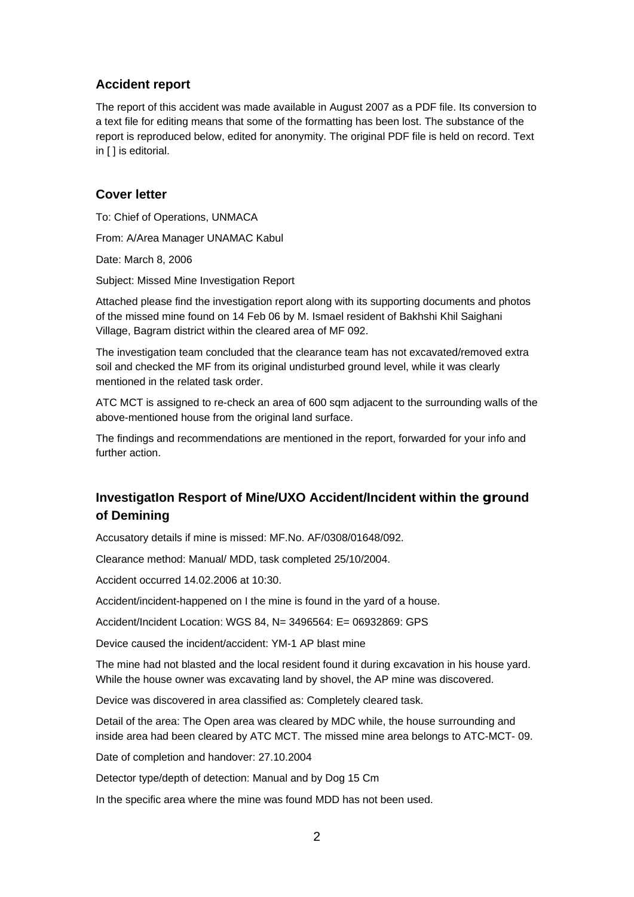## Accident report

The report of this accident was made available in August 2007 as a PDF file. Its conversion to a text file for editing means that some of the formatting has been lost. The substance of the report is reproduced below, edited for anonymity. The original PDF file is held on record. Text in [ ] is editorial.

## Cover letter

To: Chief of Operations, UNMACA

From: A/Area Manager UNAMAC Kabul

Date: March 8, 2006

Subject: Missed Mine Investigation Report

Attached please find the investigation report along with its supporting documents and photos of the missed mine found on 14 Feb 06 by M. Ismael resident of Bakhshi Khil Saighani Village, Bagram district within the cleared area of MF 092.

The investigation team concluded that the clearance team has not excavated/removed extra soil and checked the MF from its original undisturbed ground level, while it was clearly mentioned in the related task order.

ATC MCT is assigned to re-check an area of 600 sqm adjacent to the surrounding walls of the above-mentioned house from the original land surface.

The findings and recommendations are mentioned in the report, forwarded for your info and further action.

## InvestigatIon Resport of Mine/UXO Accident/Incident within the ground of Demining

Accusatory details if mine is missed: MF.No. AF/0308/01648/092.

Clearance method: Manual/ MDD, task completed 25/10/2004.

Accident occurred 14.02.2006 at 10:30.

Accident/incident-happened on I the mine is found in the yard of a house.

Accident/Incident Location: WGS 84, N= 3496564: E= 06932869: GPS

Device caused the incident/accident: YM-1 AP blast mine

The mine had not blasted and the local resident found it during excavation in his house yard. While the house owner was excavating land by shovel, the AP mine was discovered.

Device was discovered in area classified as: Completely cleared task.

Detail of the area: The Open area was cleared by MDC while, the house surrounding and inside area had been cleared by ATC MCT. The missed mine area belongs to ATC-MCT- 09.

Date of completion and handover: 27.10.2004

Detector type/depth of detection: Manual and by Dog 15 Cm

In the specific area where the mine was found MDD has not been used.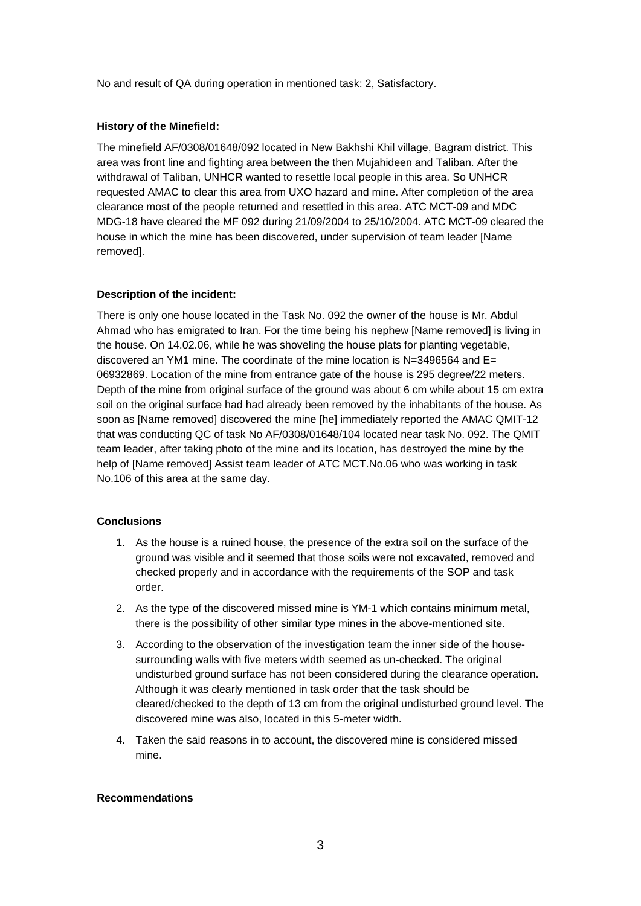No and result of QA during operation in mentioned task: 2, Satisfactory.

**History of the Minefield:**

The minefield AF/0308/01648/092 located in New Bakhshi Khil village, Bagram district. This area was front line and fighting area between the then Mujahideen and Taliban. After the withdrawal of Taliban, UNHCR wanted to resettle local people in this area. So UNHCR requested AMAC to clear this area from UXO hazard and mine. After completion of the area clearance most of the people returned and resettled in this area. ATC MCT-09 and MDC MDG-18 have cleared the MF 092 during 21/09/2004 to 25/10/2004. ATC MCT-09 cleared the house in which the mine has been discovered, under supervision of team leader [Name removed].

**Description of the incident:**

There is only one house located in the Task No. 092 the owner of the house is Mr. Abdul Ahmad who has emigrated to Iran. For the time being his nephew [Name removed] is living in the house. On 14.02.06, while he was shoveling the house plats for planting vegetable, discovered an YM1 mine. The coordinate of the mine location is N=3496564 and E= 06932869. Location of the mine from entrance gate of the house is 295 degree/22 meters. Depth of the mine from original surface of the ground was about 6 cm while about 15 cm extra soil on the original surface had had already been removed by the inhabitants of the house. As soon as [Name removed] discovered the mine [he] immediately reported the AMAC QMIT-12 that was conducting QC of task No AF/0308/01648/104 located near task No. 092. The QMIT team leader, after taking photo of the mine and its location, has destroyed the mine by the help of [Name removed] Assist team leader of ATC MCT.No.06 who was working in task No.106 of this area at the same day.

**Conclusions**

1. As the house is a ruined house, the presence of the extra soil on the surface of the ground was visible and it seemed that those soils were not excavated, removed and checked properly and in accordance with the requirements of the SOP and task order.
2. As the type of the discovered missed mine is YM-1 which contains minimum metal, there is the possibility of other similar type mines in the above-mentioned site.
3. According to the observation of the investigation team the inner side of the house-surrounding walls with five meters width seemed as un-checked. The original undisturbed ground surface has not been considered during the clearance operation. Although it was clearly mentioned in task order that the task should be cleared/checked to the depth of 13 cm from the original undisturbed ground level. The discovered mine was also, located in this 5-meter width.
4. Taken the said reasons in to account, the discovered mine is considered missed mine.

**Recommendations**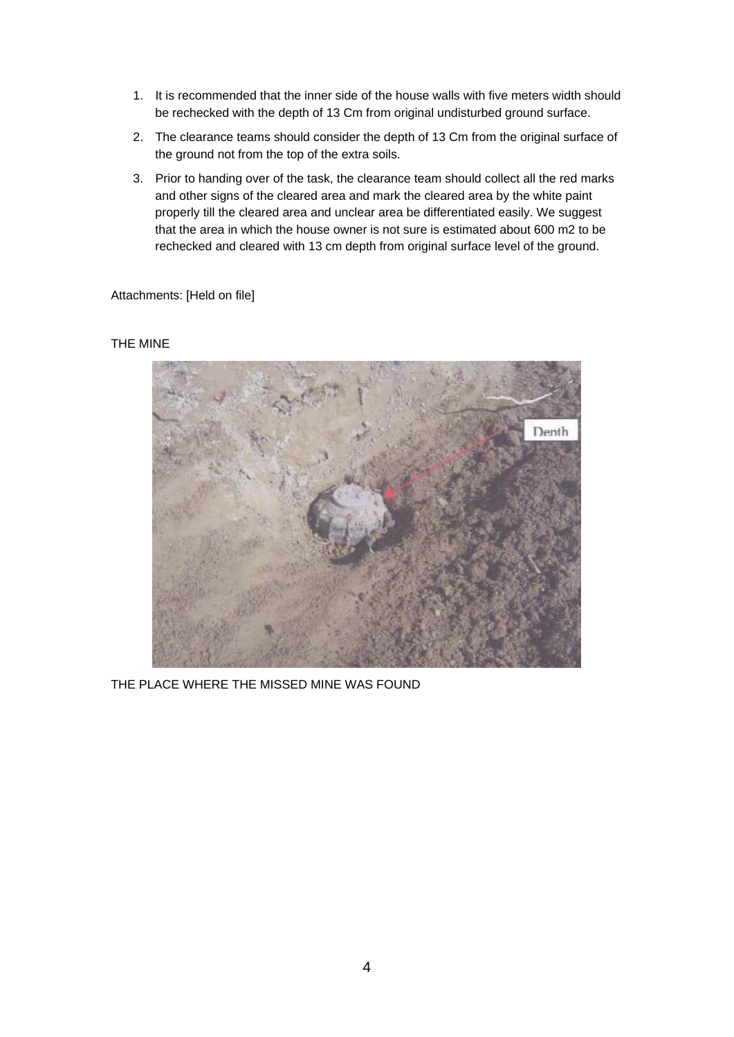1. It is recommended that the inner side of the house walls with five meters width should be rechecked with the depth of 13 Cm from original undisturbed ground surface.
2. The clearance teams should consider the depth of 13 Cm from the original surface of the ground not from the top of the extra soils.
3. Prior to handing over of the task, the clearance team should collect all the red marks and other signs of the cleared area and mark the cleared area by the white paint properly till the cleared area and unclear area be differentiated easily. We suggest that the area in which the house owner is not sure is estimated about 600 m2 to be rechecked and cleared with 13 cm depth from original surface level of the ground.

Attachments: [Held on file]

THE MINE

THE PLACE WHERE THE MISSED MINE WAS FOUND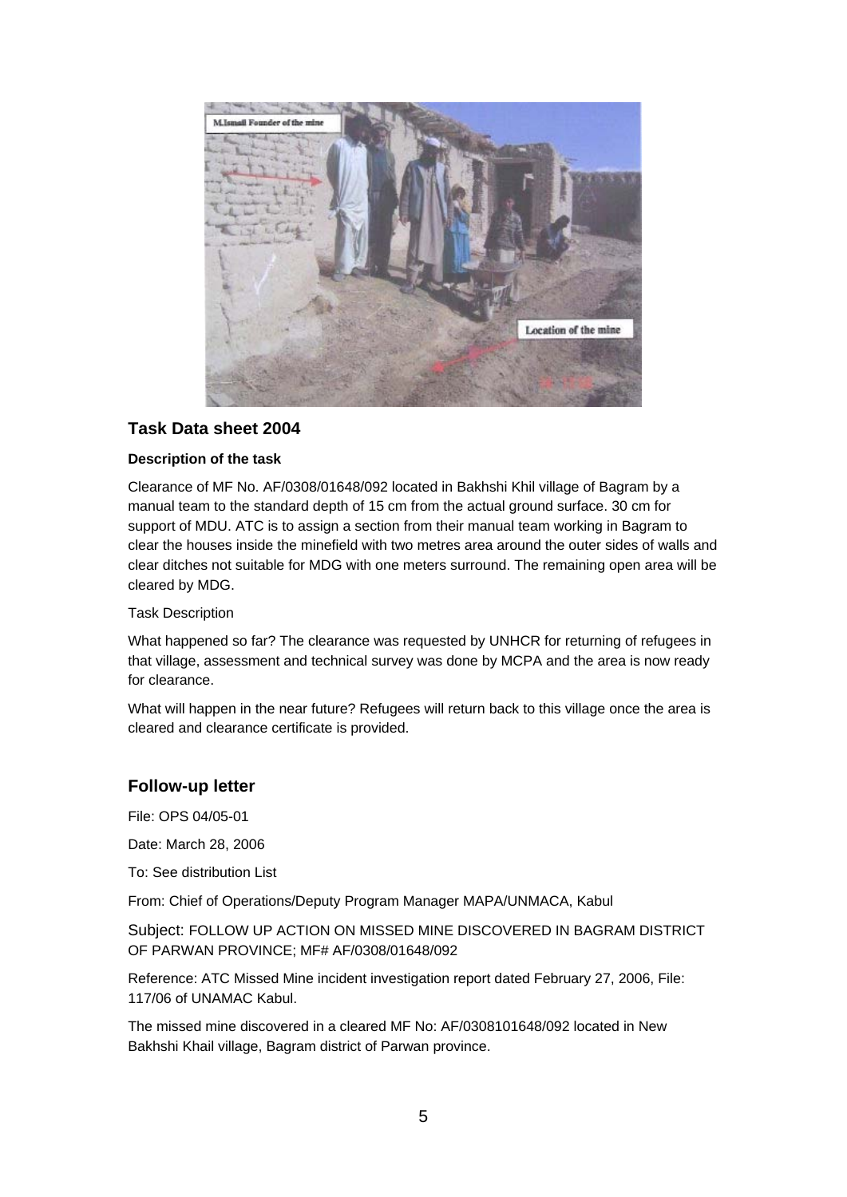## Task Data sheet 2004

**Description of the task**

Clearance of MF No. AF/0308/01648/092 located in Bakhshi Khil village of Bagram by a manual team to the standard depth of 15 cm from the actual ground surface. 30 cm for support of MDU. ATC is to assign a section from their manual team working in Bagram to clear the houses inside the minefield with two metres area around the outer sides of walls and clear ditches not suitable for MDG with one meters surround. The remaining open area will be cleared by MDG.

Task Description

What happened so far? The clearance was requested by UNHCR for returning of refugees in that village, assessment and technical survey was done by MCPA and the area is now ready for clearance.

What will happen in the near future? Refugees will return back to this village once the area is cleared and clearance certificate is provided.

## Follow-up letter

File: OPS 04/05-01

Date: March 28, 2006

To: See distribution List

From: Chief of Operations/Deputy Program Manager MAPA/UNMACA, Kabul

Subject: FOLLOW UP ACTION ON MISSED MINE DISCOVERED IN BAGRAM DISTRICT OF PARWAN PROVINCE; MF# AF/0308/01648/092

Reference: ATC Missed Mine incident investigation report dated February 27, 2006, File: 117/06 of UNAMAC Kabul.

The missed mine discovered in a cleared MF No: AF/0308101648/092 located in New Bakhshi Khail village, Bagram district of Parwan province.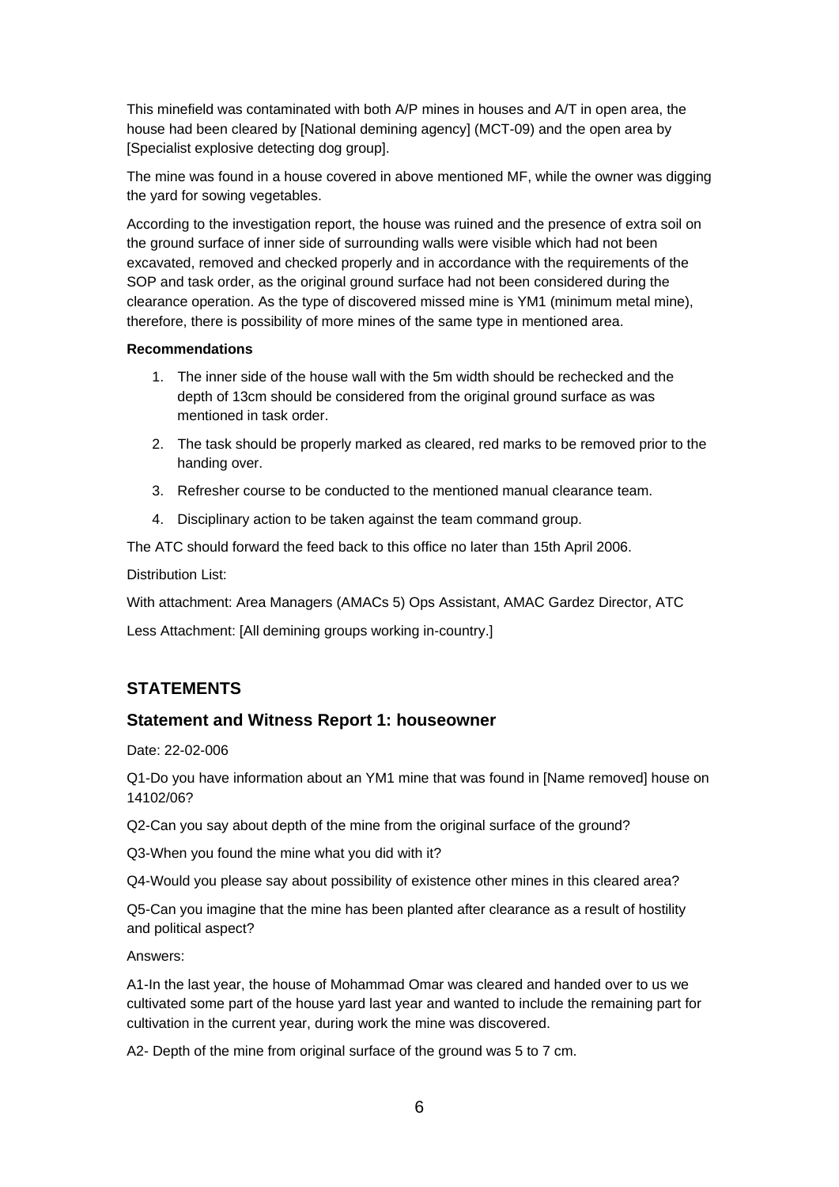This minefield was contaminated with both A/P mines in houses and A/T in open area, the house had been cleared by [National demining agency] (MCT-09) and the open area by [Specialist explosive detecting dog group].

The mine was found in a house covered in above mentioned MF, while the owner was digging the yard for sowing vegetables.

According to the investigation report, the house was ruined and the presence of extra soil on the ground surface of inner side of surrounding walls were visible which had not been excavated, removed and checked properly and in accordance with the requirements of the SOP and task order, as the original ground surface had not been considered during the clearance operation. As the type of discovered missed mine is YM1 (minimum metal mine), therefore, there is possibility of more mines of the same type in mentioned area.

**Recommendations**

1. The inner side of the house wall with the 5m width should be rechecked and the depth of 13cm should be considered from the original ground surface as was mentioned in task order.
2. The task should be properly marked as cleared, red marks to be removed prior to the handing over.
3. Refresher course to be conducted to the mentioned manual clearance team.
4. Disciplinary action to be taken against the team command group.

The ATC should forward the feed back to this office no later than 15th April 2006.

Distribution List:

With attachment: Area Managers (AMACs 5) Ops Assistant, AMAC Gardez Director, ATC

Less Attachment: [All demining groups working in-country.]

## STATEMENTS

### Statement and Witness Report 1: houseowner

Date: 22-02-006

Q1-Do you have information about an YM1 mine that was found in [Name removed] house on 14102/06?

Q2-Can you say about depth of the mine from the original surface of the ground?

Q3-When you found the mine what you did with it?

Q4-Would you please say about possibility of existence other mines in this cleared area?

Q5-Can you imagine that the mine has been planted after clearance as a result of hostility and political aspect?

Answers:

A1-In the last year, the house of Mohammad Omar was cleared and handed over to us we cultivated some part of the house yard last year and wanted to include the remaining part for cultivation in the current year, during work the mine was discovered.

A2- Depth of the mine from original surface of the ground was 5 to 7 cm.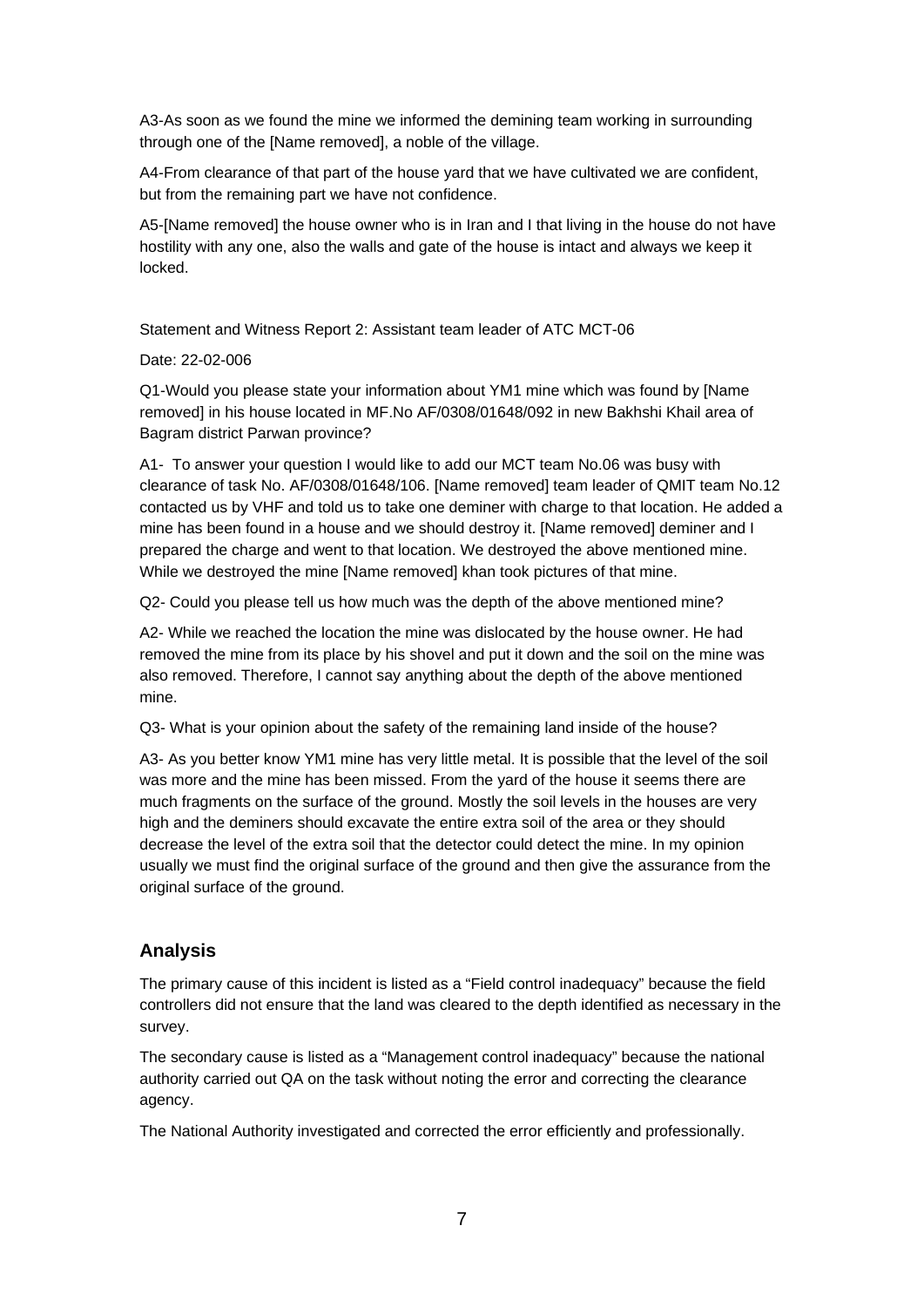A3-As soon as we found the mine we informed the demining team working in surrounding through one of the [Name removed], a noble of the village.

A4-From clearance of that part of the house yard that we have cultivated we are confident, but from the remaining part we have not confidence.

A5-[Name removed] the house owner who is in Iran and I that living in the house do not have hostility with any one, also the walls and gate of the house is intact and always we keep it locked.

Statement and Witness Report 2: Assistant team leader of ATC MCT-06

Date: 22-02-006

Q1-Would you please state your information about YM1 mine which was found by [Name removed] in his house located in MF.No AF/0308/01648/092 in new Bakhshi Khail area of Bagram district Parwan province?

A1- To answer your question I would like to add our MCT team No.06 was busy with clearance of task No. AF/0308/01648/106. [Name removed] team leader of QMIT team No.12 contacted us by VHF and told us to take one deminer with charge to that location. He added a mine has been found in a house and we should destroy it. [Name removed] deminer and I prepared the charge and went to that location. We destroyed the above mentioned mine. While we destroyed the mine [Name removed] khan took pictures of that mine.

Q2- Could you please tell us how much was the depth of the above mentioned mine?

A2- While we reached the location the mine was dislocated by the house owner. He had removed the mine from its place by his shovel and put it down and the soil on the mine was also removed. Therefore, I cannot say anything about the depth of the above mentioned mine.

Q3- What is your opinion about the safety of the remaining land inside of the house?

A3- As you better know YM1 mine has very little metal. It is possible that the level of the soil was more and the mine has been missed. From the yard of the house it seems there are much fragments on the surface of the ground. Mostly the soil levels in the houses are very high and the deminers should excavate the entire extra soil of the area or they should decrease the level of the extra soil that the detector could detect the mine. In my opinion usually we must find the original surface of the ground and then give the assurance from the original surface of the ground.

## Analysis

The primary cause of this incident is listed as a "Field control inadequacy" because the field controllers did not ensure that the land was cleared to the depth identified as necessary in the survey.

The secondary cause is listed as a "Management control inadequacy" because the national authority carried out QA on the task without noting the error and correcting the clearance agency.

The National Authority investigated and corrected the error efficiently and professionally.